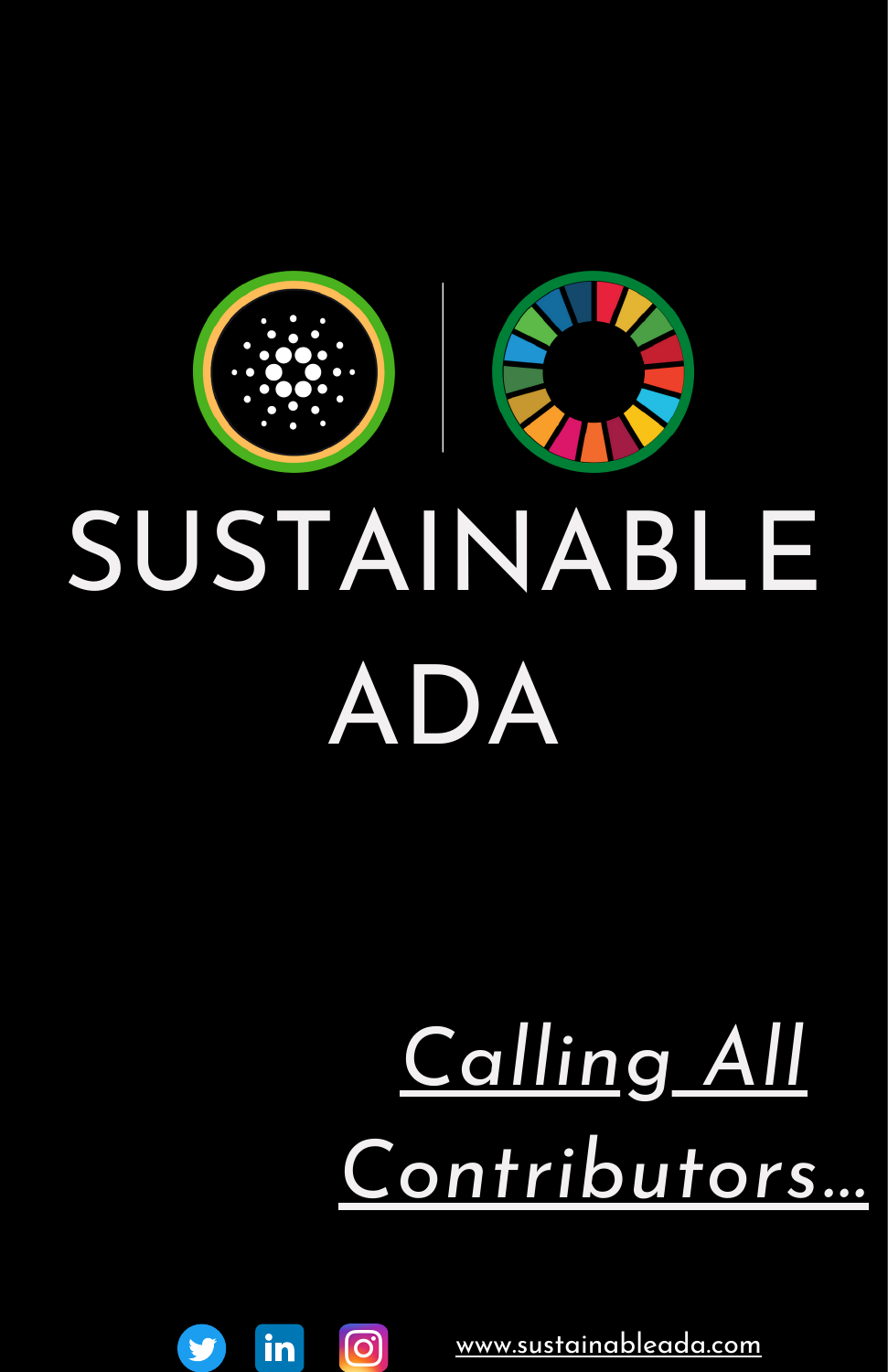# SUSTAINABLE ADA

*Calling All Contributors...*

www.sustainableada.com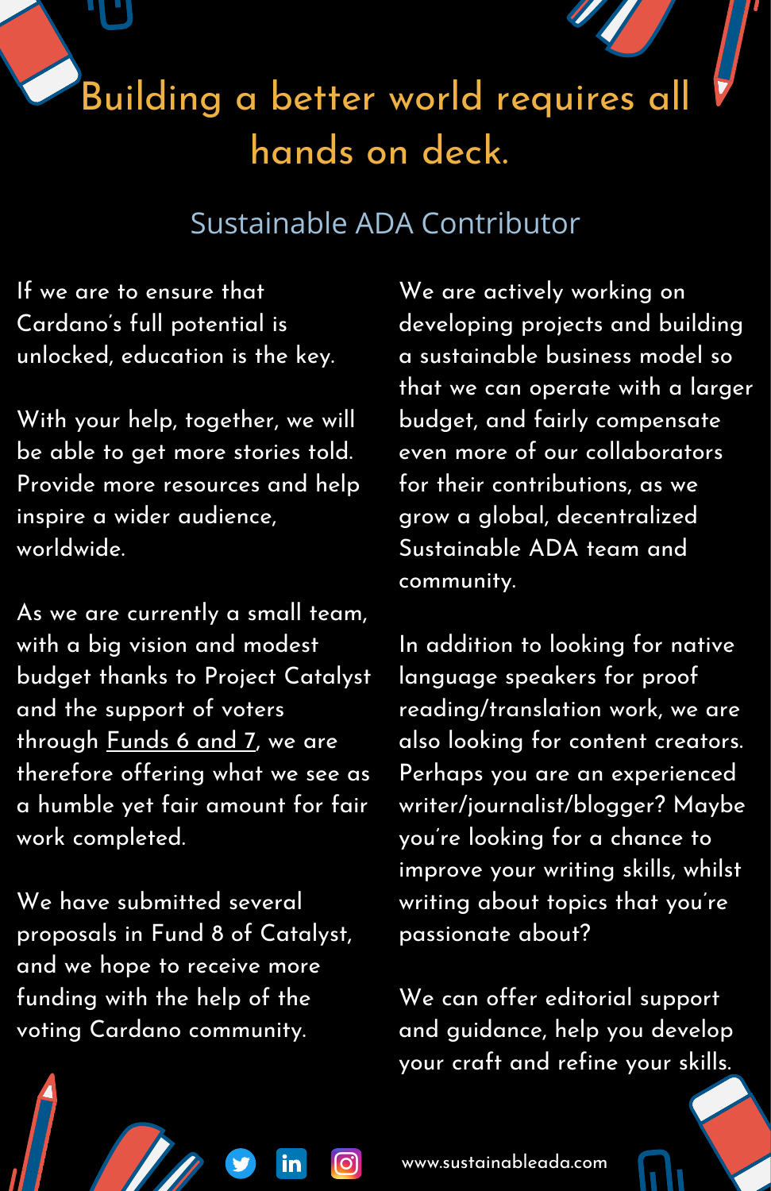# Building a better world requires all hands on deck.

## Sustainable ADA Contributor

If we are to ensure that Cardano's full potential is unlocked, education is the key.

With your help, together, we will be able to get more stories told. Provide more resources and help inspire a wider audience, worldwide.

As we are currently a small team, with a big vision and modest budget thanks to Project Catalyst and the support of voters through Funds 6 and 7, we are therefore offering what we see as a humble yet fair amount for fair work completed.

We have submitted several proposals in Fund 8 of Catalyst, and we hope to receive more funding with the help of the voting Cardano community.

We are actively working on developing projects and building a sustainable business model so that we can operate with a larger budget, and fairly compensate even more of our collaborators for their contributions, as we grow a global, decentralized Sustainable ADA team and community.

In addition to looking for native language speakers for proof reading/translation work, we are also looking for content creators. Perhaps you are an experienced writer/journalist/blogger? Maybe you're looking for a chance to improve your writing skills, whilst writing about topics that you're passionate about?

We can offer editorial support and guidance, help you develop your craft and refine your skills.

www.sustainableada.com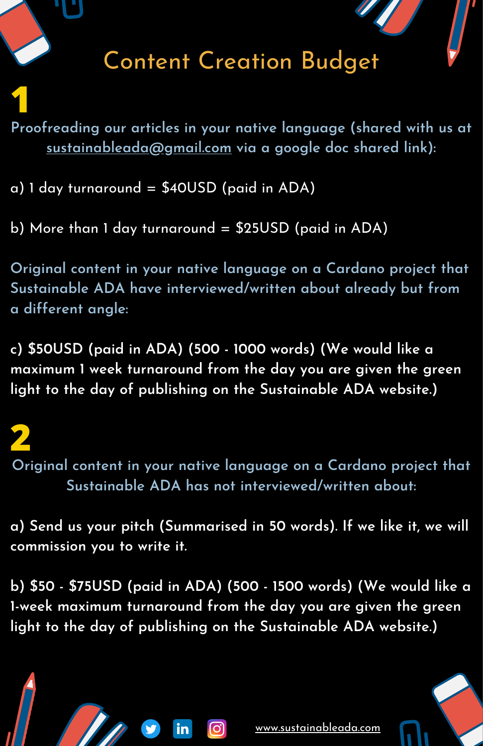# Content Creation Budget

## 1

Proofreading our articles in your native language (shared with us at sustainableada@gmail.com via a google doc shared link):

a) 1 day turnaround = $40USD (paid in ADA)

b) More than 1 day turnaround = $25USD (paid in ADA)

Original content in your native language on a Cardano project that Sustainable ADA have interviewed/written about already but from a different angle:

**c) $50USD (paid in ADA) (500 - 1000 words) (We would like a maximum 1 week turnaround from the day you are given the green light to the day of publishing on the Sustainable ADA website.)**

## 2

Original content in your native language on a Cardano project that Sustainable ADA has not interviewed/written about:

a) Send us your pitch (Summarised in 50 words). If we like it, we will commission you to write it.

b) $50 - $75USD (paid in ADA) (500 - 1500 words) (We would like a 1-week maximum turnaround from the day you are given the green light to the day of publishing on the Sustainable ADA website.)

www.sustainableada.com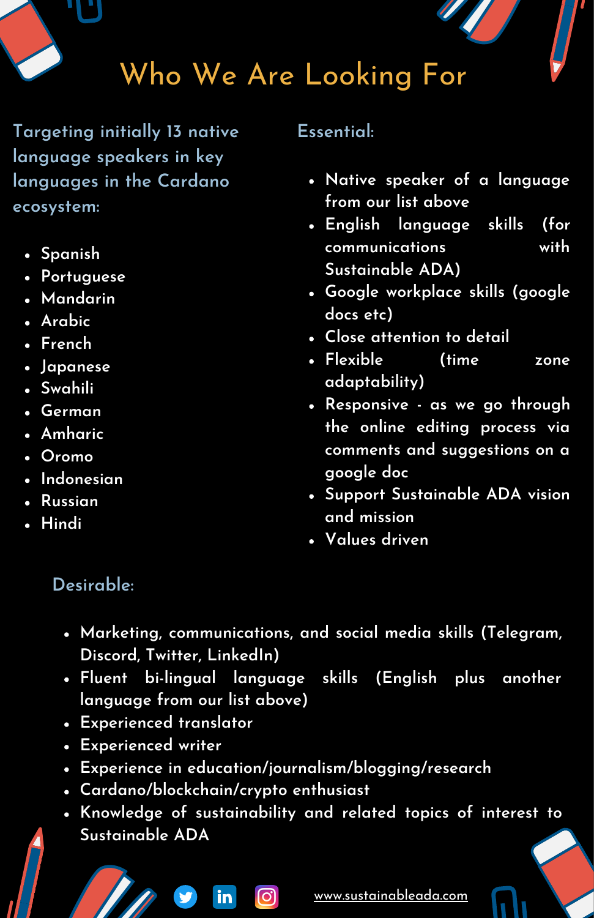# Who We Are Looking For

Targeting initially 13 native language speakers in key languages in the Cardano ecosystem:

- Spanish
- Portuguese
- Mandarin
- Arabic
- French
- Japanese
- Swahili
- German
- Amharic
- Oromo
- Indonesian
- Russian
- Hindi

## Essential:

- Native speaker of a language from our list above
- English language skills (for communications with Sustainable ADA)
- Google workplace skills (google docs etc)
- Close attention to detail
- Flexible (time zone adaptability)
- Responsive - as we go through the online editing process via comments and suggestions on a google doc
- Support Sustainable ADA vision and mission
- Values driven

## Desirable:

- Marketing, communications, and social media skills (Telegram, Discord, Twitter, LinkedIn)
- Fluent bi-lingual language skills (English plus another language from our list above)
- Experienced translator
- Experienced writer
- Experience in education/journalism/blogging/research
- Cardano/blockchain/crypto enthusiast
- Knowledge of sustainability and related topics of interest to Sustainable ADA

www.sustainableada.com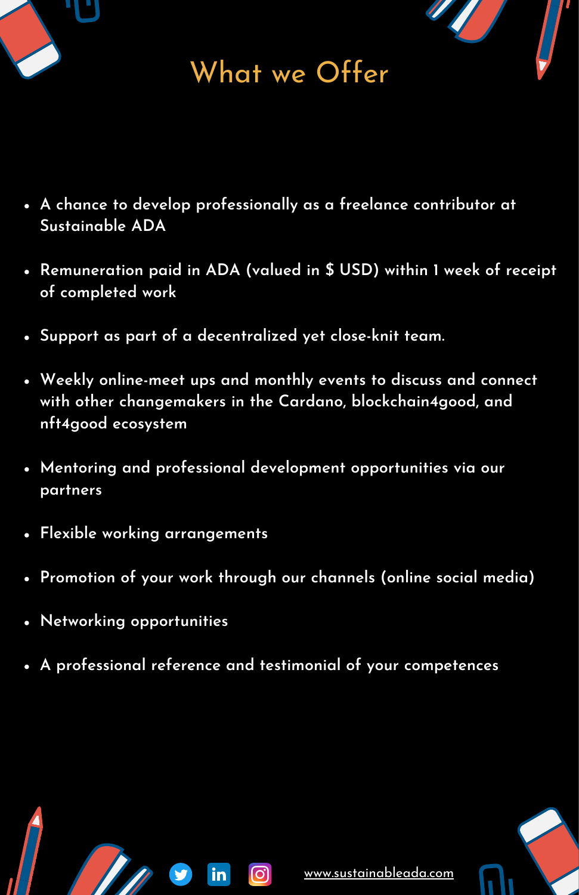# What we Offer

- A chance to develop professionally as a freelance contributor at Sustainable ADA
- Remuneration paid in ADA (valued in $ USD) within 1 week of receipt of completed work
- Support as part of a decentralized yet close-knit team.
- Weekly online-meet ups and monthly events to discuss and connect with other changemakers in the Cardano, blockchain4good, and nft4good ecosystem
- Mentoring and professional development opportunities via our partners
- Flexible working arrangements
- Promotion of your work through our channels (online social media)
- Networking opportunities
- A professional reference and testimonial of your competences

www.sustainableada.com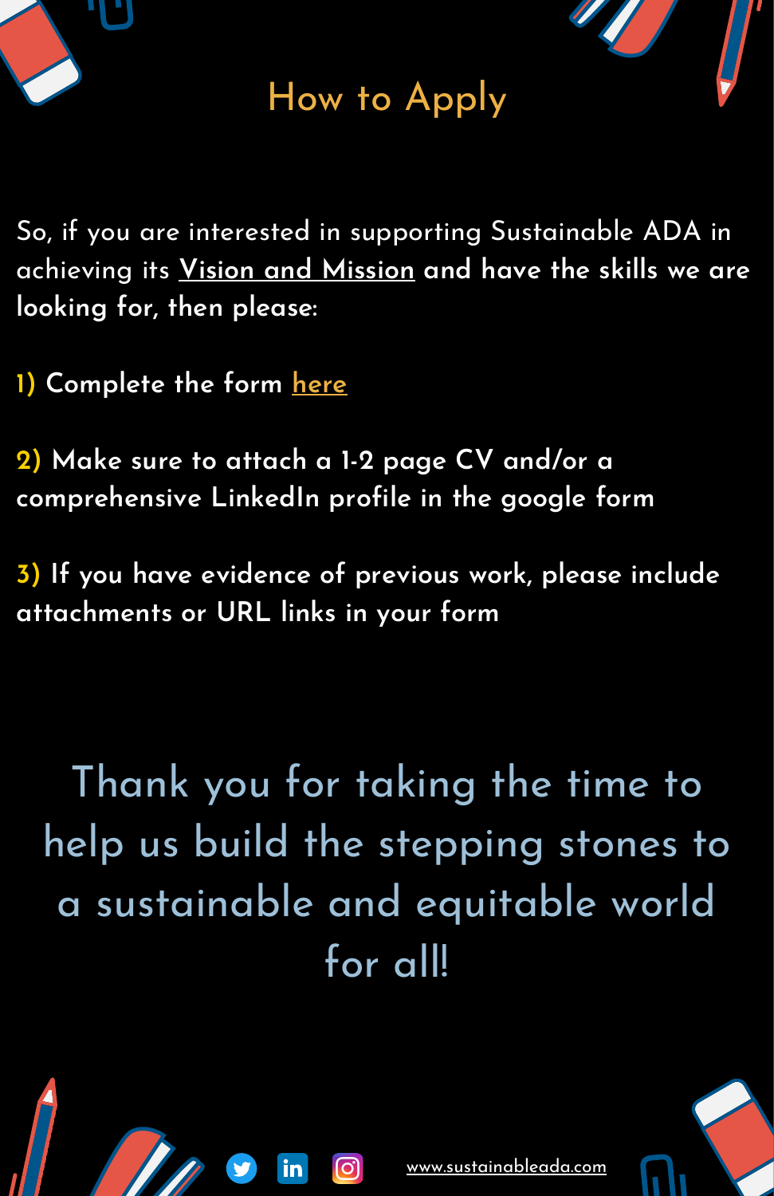# How to Apply

So, if you are interested in supporting Sustainable ADA in achieving its Vision and Mission and have the skills we are looking for, then please:

1) Complete the form here

2) Make sure to attach a 1-2 page CV and/or a comprehensive LinkedIn profile in the google form

3) If you have evidence of previous work, please include attachments or URL links in your form

Thank you for taking the time to help us build the stepping stones to a sustainable and equitable world for all!

www.sustainableada.com